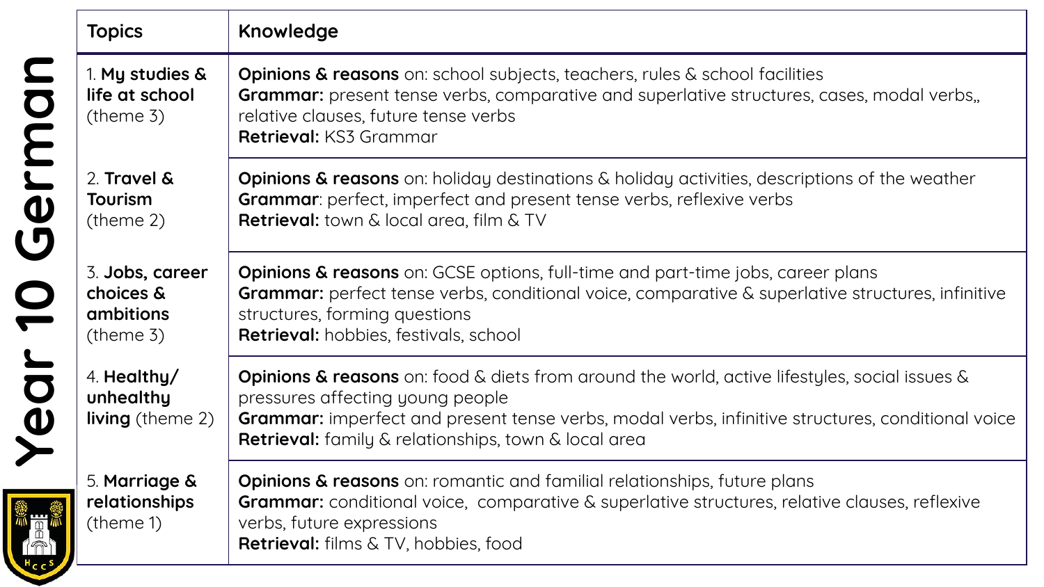# Year 10 German

| Topics | Knowledge |
|---|---|
| 1. **My studies & life at school** (theme 3) | **Opinions & reasons** on: school subjects, teachers, rules & school facilities<br>**Grammar:** present tense verbs, comparative and superlative structures, cases, modal verbs,, relative clauses, future tense verbs<br>**Retrieval:** KS3 Grammar |
| 2. **Travel & Tourism** (theme 2) | **Opinions & reasons** on: holiday destinations & holiday activities, descriptions of the weather<br>**Grammar**: perfect, imperfect and present tense verbs, reflexive verbs<br>**Retrieval:** town & local area, film & TV |
| 3. **Jobs, career choices & ambitions** (theme 3) | **Opinions & reasons** on: GCSE options, full-time and part-time jobs, career plans<br>**Grammar:** perfect tense verbs, conditional voice, comparative & superlative structures, infinitive structures, forming questions<br>**Retrieval:** hobbies, festivals, school |
| 4. **Healthy/ unhealthy living** (theme 2) | **Opinions & reasons** on: food & diets from around the world, active lifestyles, social issues & pressures affecting young people<br>**Grammar:** imperfect and present tense verbs, modal verbs, infinitive structures, conditional voice<br>**Retrieval:** family & relationships, town & local area |
| 5. **Marriage & relationships** (theme 1) | **Opinions & reasons** on: romantic and familial relationships, future plans<br>**Grammar:** conditional voice, comparative & superlative structures, relative clauses, reflexive verbs, future expressions<br>**Retrieval:** films & TV, hobbies, food |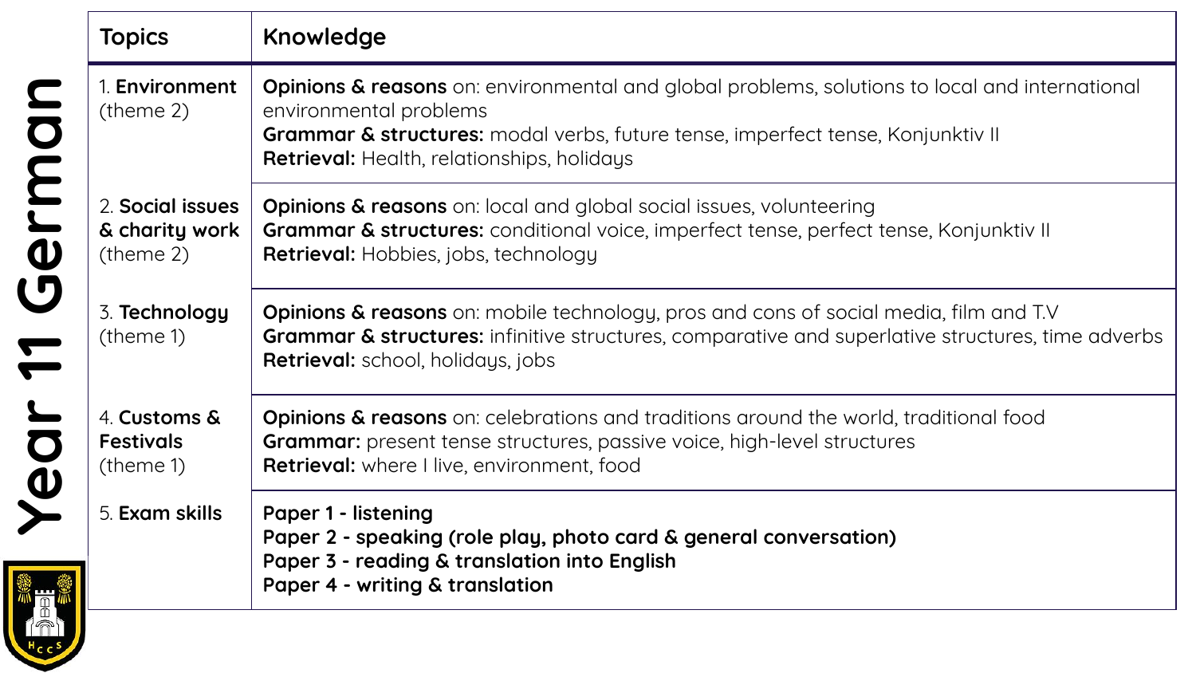# Year 11 German

| Topics | Knowledge |
| --- | --- |
| 1. **Environment** (theme 2) | **Opinions & reasons** on: environmental and global problems, solutions to local and international environmental problems<br>**Grammar & structures:** modal verbs, future tense, imperfect tense, Konjunktiv II<br>**Retrieval:** Health, relationships, holidays |
| 2. **Social issues & charity work** (theme 2) | **Opinions & reasons** on: local and global social issues, volunteering<br>**Grammar & structures:** conditional voice, imperfect tense, perfect tense, Konjunktiv II<br>**Retrieval:** Hobbies, jobs, technology |
| 3. **Technology** (theme 1) | **Opinions & reasons** on: mobile technology, pros and cons of social media, film and T.V<br>**Grammar & structures:** infinitive structures, comparative and superlative structures, time adverbs<br>**Retrieval:** school, holidays, jobs |
| 4. **Customs & Festivals** (theme 1) | **Opinions & reasons** on: celebrations and traditions around the world, traditional food<br>**Grammar:** present tense structures, passive voice, high-level structures<br>**Retrieval:** where I live, environment, food |
| 5. **Exam skills** | **Paper 1 - listening**<br>**Paper 2 - speaking (role play, photo card & general conversation)**<br>**Paper 3 - reading & translation into English**<br>**Paper 4 - writing & translation** |